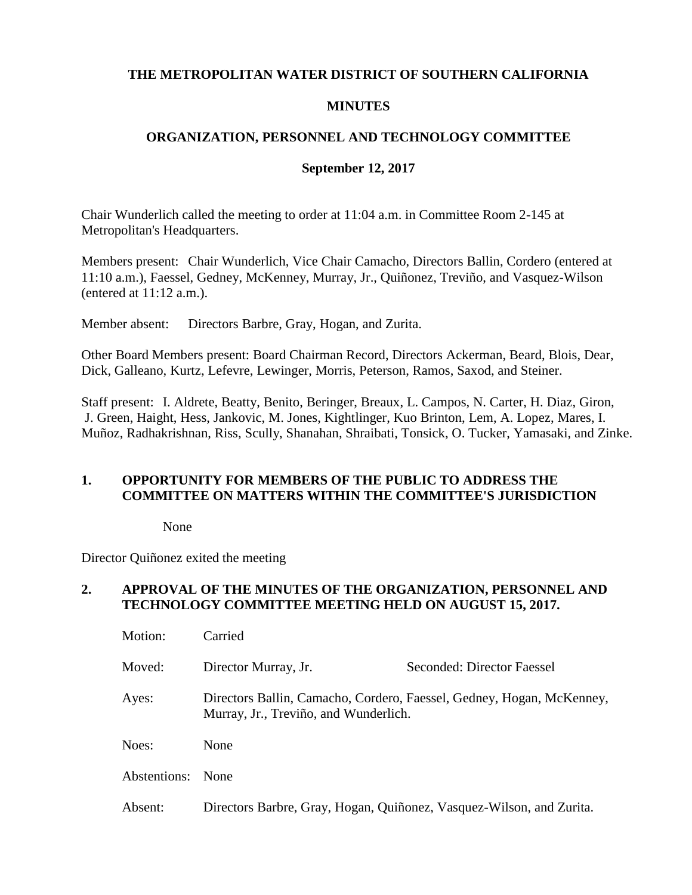**THE METROPOLITAN WATER DISTRICT OF SOUTHERN CALIFORNIA**

**MINUTES**

**ORGANIZATION, PERSONNEL AND TECHNOLOGY COMMITTEE**

**September 12, 2017**

Chair Wunderlich called the meeting to order at 11:04 a.m. in Committee Room 2-145 at Metropolitan's Headquarters.

Members present: Chair Wunderlich, Vice Chair Camacho, Directors Ballin, Cordero (entered at 11:10 a.m.), Faessel, Gedney, McKenney, Murray, Jr., Quiñonez, Treviño, and Vasquez-Wilson (entered at 11:12 a.m.).

Member absent: Directors Barbre, Gray, Hogan, and Zurita.

Other Board Members present: Board Chairman Record, Directors Ackerman, Beard, Blois, Dear, Dick, Galleano, Kurtz, Lefevre, Lewinger, Morris, Peterson, Ramos, Saxod, and Steiner.

Staff present: I. Aldrete, Beatty, Benito, Beringer, Breaux, L. Campos, N. Carter, H. Diaz, Giron, J. Green, Haight, Hess, Jankovic, M. Jones, Kightlinger, Kuo Brinton, Lem, A. Lopez, Mares, I. Muñoz, Radhakrishnan, Riss, Scully, Shanahan, Shraibati, Tonsick, O. Tucker, Yamasaki, and Zinke.

## 1. OPPORTUNITY FOR MEMBERS OF THE PUBLIC TO ADDRESS THE COMMITTEE ON MATTERS WITHIN THE COMMITTEE'S JURISDICTION

None

Director Quiñonez exited the meeting

## 2. APPROVAL OF THE MINUTES OF THE ORGANIZATION, PERSONNEL AND TECHNOLOGY COMMITTEE MEETING HELD ON AUGUST 15, 2017.

Motion: Carried

Moved: Director Murray, Jr. Seconded: Director Faessel

Ayes: Directors Ballin, Camacho, Cordero, Faessel, Gedney, Hogan, McKenney, Murray, Jr., Treviño, and Wunderlich.

Noes: None

Abstentions: None

Absent: Directors Barbre, Gray, Hogan, Quiñonez, Vasquez-Wilson, and Zurita.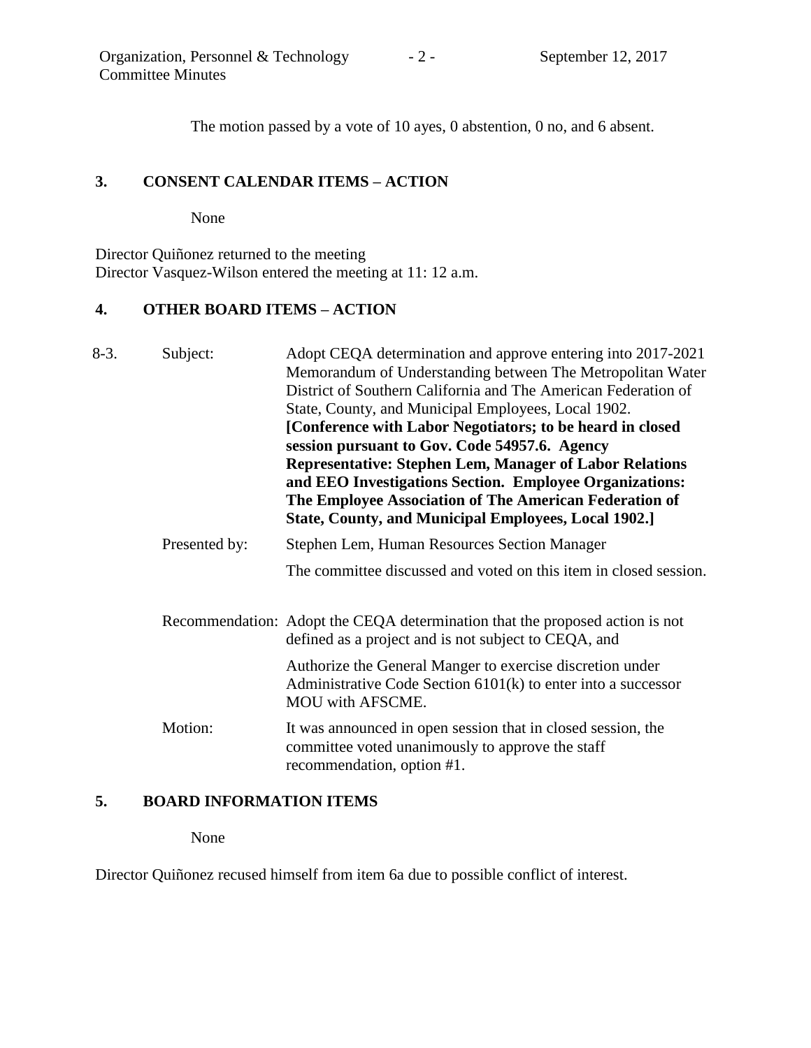The motion passed by a vote of 10 ayes, 0 abstention, 0 no, and 6 absent.

## 3. CONSENT CALENDAR ITEMS – ACTION

None

Director Quiñonez returned to the meeting
Director Vasquez-Wilson entered the meeting at 11: 12 a.m.

## 4. OTHER BOARD ITEMS – ACTION

8-3. Subject: Adopt CEQA determination and approve entering into 2017-2021 Memorandum of Understanding between The Metropolitan Water District of Southern California and The American Federation of State, County, and Municipal Employees, Local 1902. **[Conference with Labor Negotiators; to be heard in closed session pursuant to Gov. Code 54957.6. Agency Representative: Stephen Lem, Manager of Labor Relations and EEO Investigations Section. Employee Organizations: The Employee Association of The American Federation of State, County, and Municipal Employees, Local 1902.]**

Presented by: Stephen Lem, Human Resources Section Manager

The committee discussed and voted on this item in closed session.

Recommendation: Adopt the CEQA determination that the proposed action is not defined as a project and is not subject to CEQA, and

Authorize the General Manger to exercise discretion under Administrative Code Section 6101(k) to enter into a successor MOU with AFSCME.

Motion: It was announced in open session that in closed session, the committee voted unanimously to approve the staff recommendation, option #1.

## 5. BOARD INFORMATION ITEMS

None

Director Quiñonez recused himself from item 6a due to possible conflict of interest.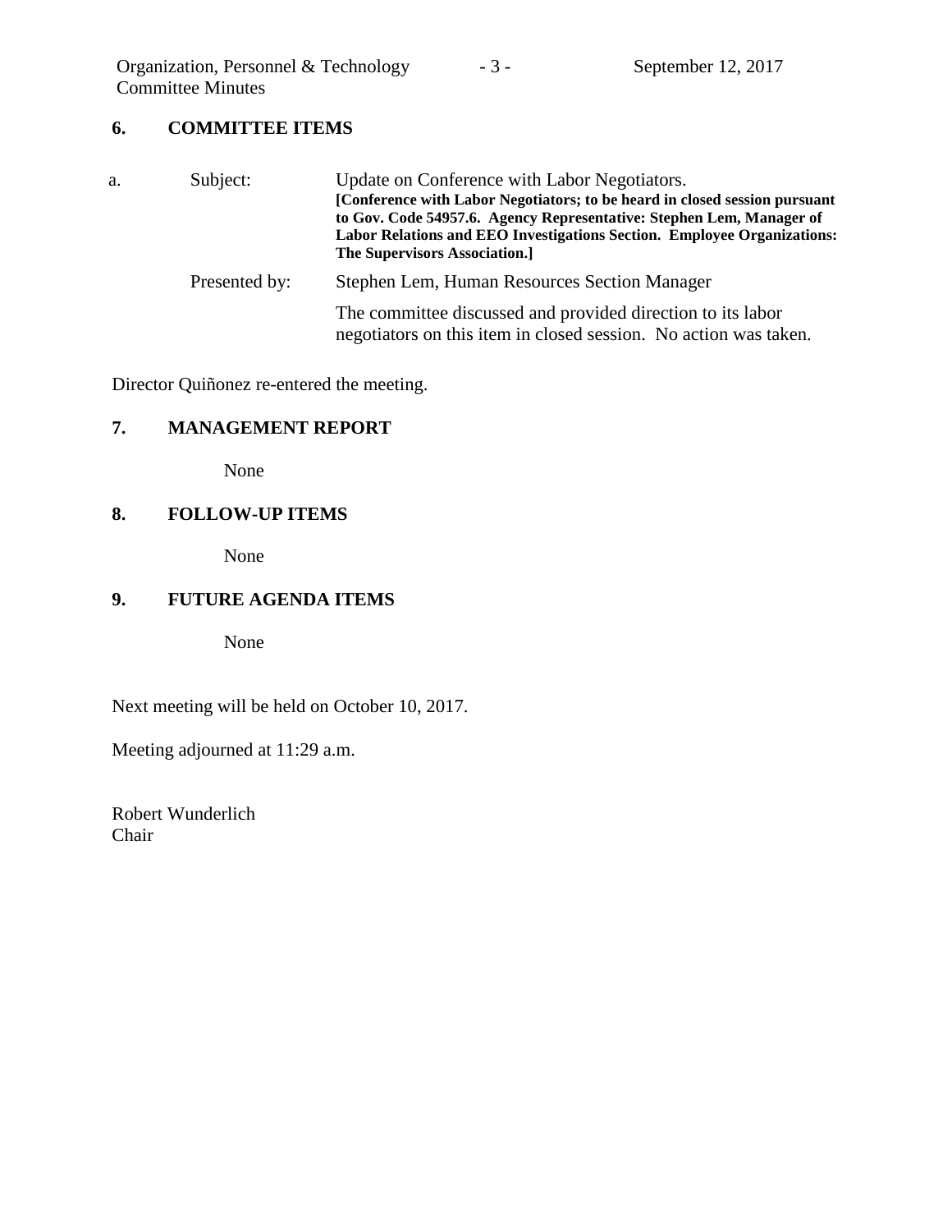## 6. COMMITTEE ITEMS

a. Subject: Update on Conference with Labor Negotiators.
**[Conference with Labor Negotiators; to be heard in closed session pursuant to Gov. Code 54957.6. Agency Representative: Stephen Lem, Manager of Labor Relations and EEO Investigations Section. Employee Organizations: The Supervisors Association.]**

Presented by: Stephen Lem, Human Resources Section Manager

The committee discussed and provided direction to its labor negotiators on this item in closed session. No action was taken.

Director Quiñonez re-entered the meeting.

## 7. MANAGEMENT REPORT

None

## 8. FOLLOW-UP ITEMS

None

## 9. FUTURE AGENDA ITEMS

None

Next meeting will be held on October 10, 2017.

Meeting adjourned at 11:29 a.m.

Robert Wunderlich
Chair